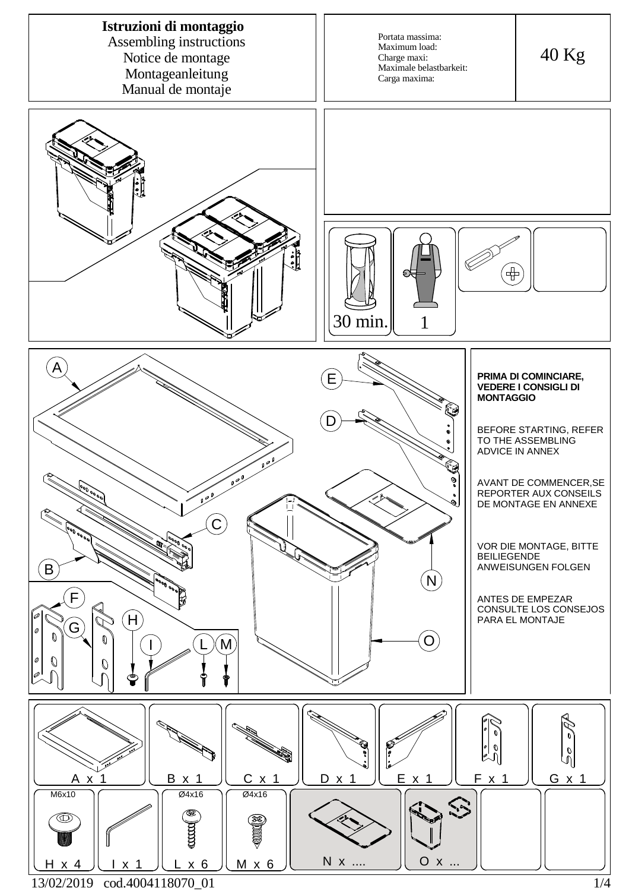**Istruzioni di montaggio**
Assembling instructions
Notice de montage
Montageanleitung
Manual de montaje

| | |
|---|---|
| Portata massima:<br>Maximum load:<br>Charge maxi:<br>Maximale belastbarkeit:<br>Carga maxima: | 40 Kg |

30 min.

1

A

B

C

D

E

F

G

H

I

L

M

N

O

**PRIMA DI COMINCIARE, VEDERE I CONSIGLI DI MONTAGGIO**

BEFORE STARTING, REFER TO THE ASSEMBLING ADVICE IN ANNEX

AVANT DE COMMENCER,SE REPORTER AUX CONSEILS DE MONTAGE EN ANNEXE

VOR DIE MONTAGE, BITTE BEILIEGENDE ANWEISUNGEN FOLGEN

ANTES DE EMPEZAR CONSULTE LOS CONSEJOS PARA EL MONTAJE

A x 1

B x 1

C x 1

D x 1

E x 1

F x 1

G x 1

M6x10
H x 4

I x 1

Ø4x16
L x 6

Ø4x16
M x 6

N x ....

O x ...

13/02/2019 cod.4004118070_01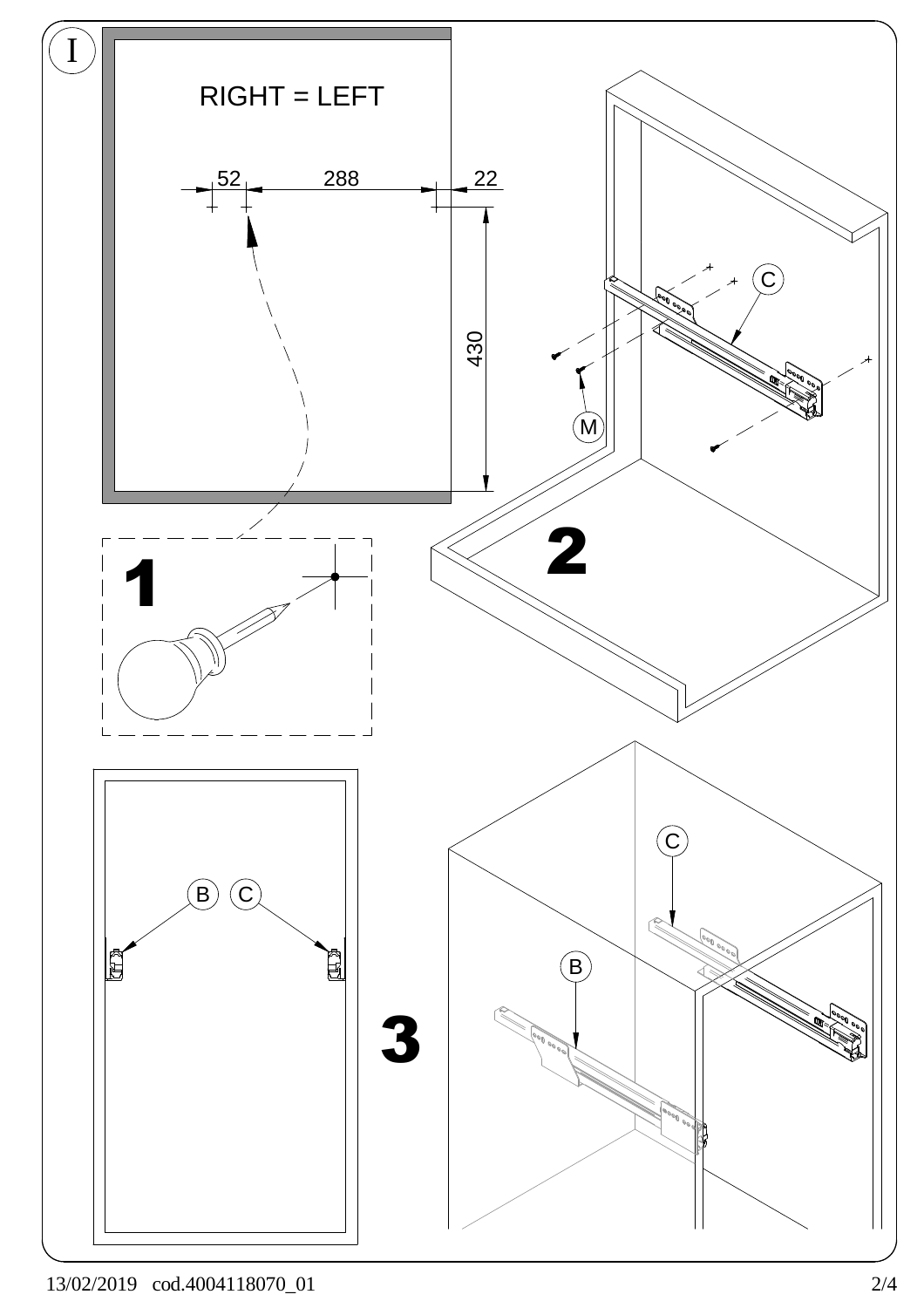I

RIGHT = LEFT

52 288 22

430

1

2

C

M

3

B C

C

B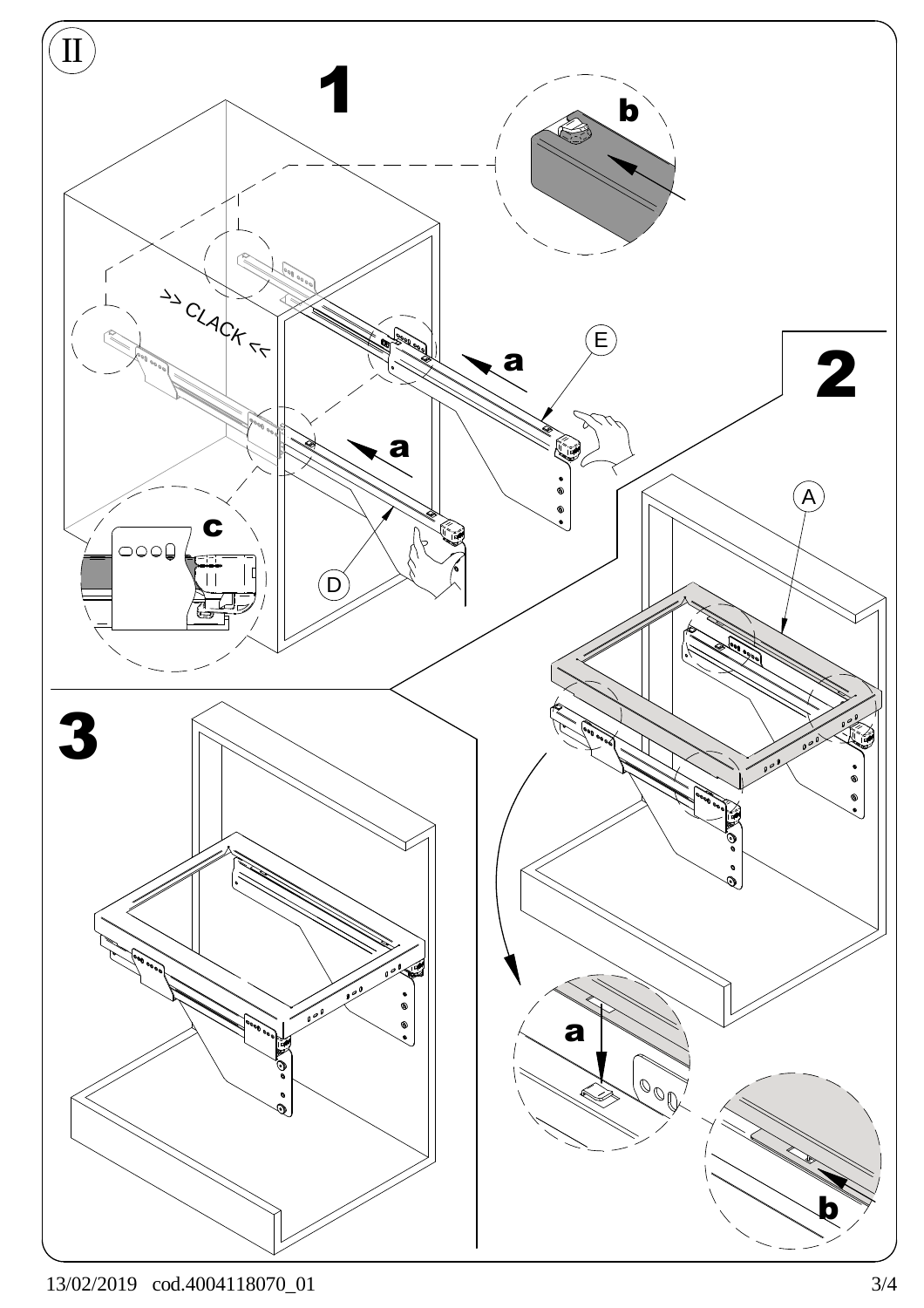II

1

>> CLACK <<

a

a

b

c

E

D

2

A

a

b

3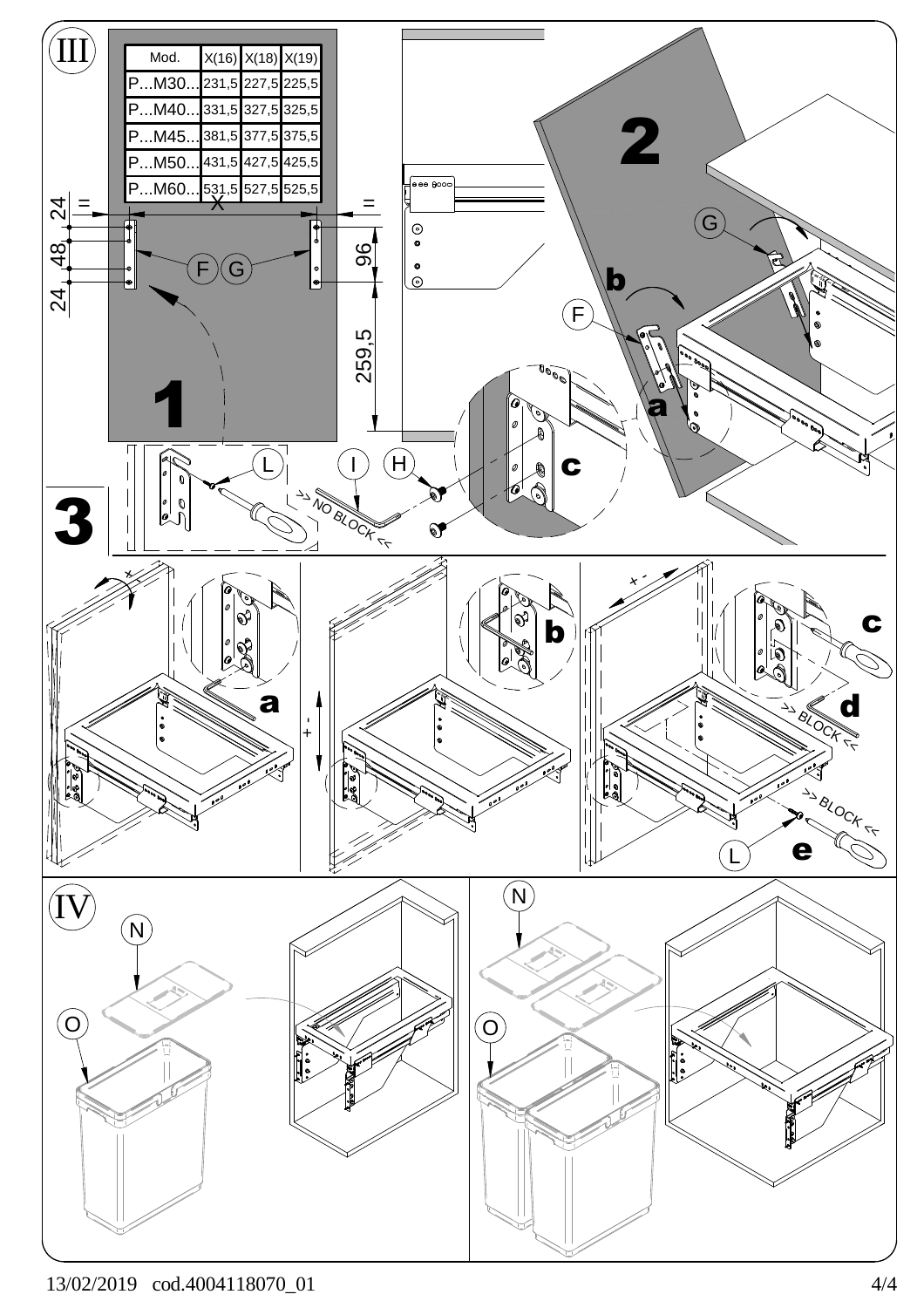III

| Mod. | X(16) | X(18) | X(19) |
|---|---|---|---|
| P...M30... | 231,5 | 227,5 | 225,5 |
| P...M40... | 331,5 | 327,5 | 325,5 |
| P...M45... | 381,5 | 377,5 | 375,5 |
| P...M50... | 431,5 | 427,5 | 425,5 |
| P...M60... | 531,5 | 527,5 | 525,5 |

= X =

24
48
24
96
259,5

F G

1

2

G
F
a
b
c

3

L
I
H

>> NO BLOCK <<

a
b
c
d
e

>> BLOCK <<

>> BLOCK <<

L

IV

N
O